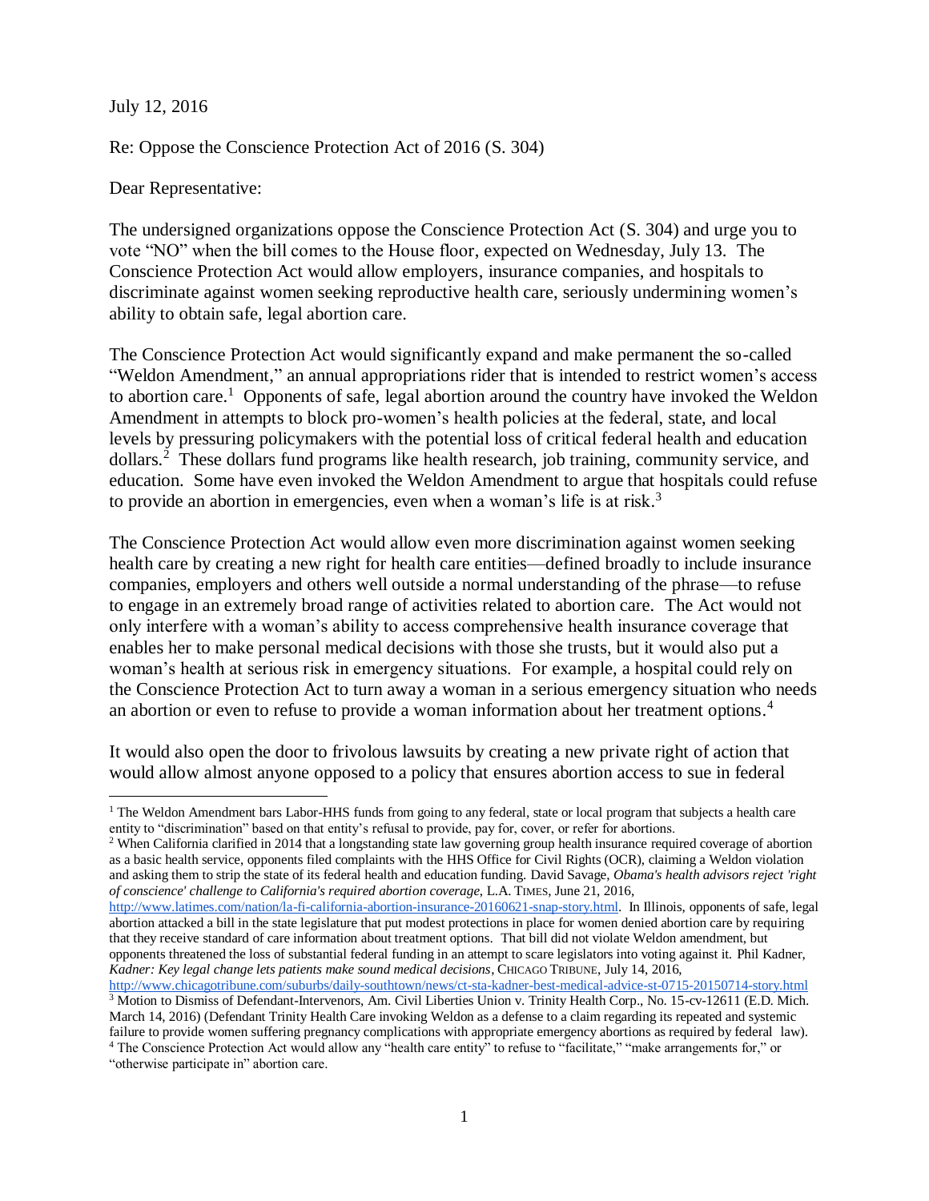July 12, 2016

Re: Oppose the Conscience Protection Act of 2016 (S. 304)

Dear Representative:

The undersigned organizations oppose the Conscience Protection Act (S. 304) and urge you to vote "NO" when the bill comes to the House floor, expected on Wednesday, July 13. The Conscience Protection Act would allow employers, insurance companies, and hospitals to discriminate against women seeking reproductive health care, seriously undermining women's ability to obtain safe, legal abortion care.

The Conscience Protection Act would significantly expand and make permanent the so-called "Weldon Amendment," an annual appropriations rider that is intended to restrict women's access to abortion care.[1] Opponents of safe, legal abortion around the country have invoked the Weldon Amendment in attempts to block pro-women's health policies at the federal, state, and local levels by pressuring policymakers with the potential loss of critical federal health and education dollars.[2] These dollars fund programs like health research, job training, community service, and education. Some have even invoked the Weldon Amendment to argue that hospitals could refuse to provide an abortion in emergencies, even when a woman's life is at risk.[3]

The Conscience Protection Act would allow even more discrimination against women seeking health care by creating a new right for health care entities—defined broadly to include insurance companies, employers and others well outside a normal understanding of the phrase—to refuse to engage in an extremely broad range of activities related to abortion care. The Act would not only interfere with a woman's ability to access comprehensive health insurance coverage that enables her to make personal medical decisions with those she trusts, but it would also put a woman's health at serious risk in emergency situations. For example, a hospital could rely on the Conscience Protection Act to turn away a woman in a serious emergency situation who needs an abortion or even to refuse to provide a woman information about her treatment options.[4]

It would also open the door to frivolous lawsuits by creating a new private right of action that would allow almost anyone opposed to a policy that ensures abortion access to sue in federal

---

[1] The Weldon Amendment bars Labor-HHS funds from going to any federal, state or local program that subjects a health care entity to "discrimination" based on that entity's refusal to provide, pay for, cover, or refer for abortions.

[2] When California clarified in 2014 that a longstanding state law governing group health insurance required coverage of abortion as a basic health service, opponents filed complaints with the HHS Office for Civil Rights (OCR), claiming a Weldon violation and asking them to strip the state of its federal health and education funding. David Savage, *Obama's health advisors reject 'right of conscience' challenge to California's required abortion coverage,* L.A. TIMES, June 21, 2016, http://www.latimes.com/nation/la-fi-california-abortion-insurance-20160621-snap-story.html. In Illinois, opponents of safe, legal abortion attacked a bill in the state legislature that put modest protections in place for women denied abortion care by requiring that they receive standard of care information about treatment options. That bill did not violate Weldon amendment, but opponents threatened the loss of substantial federal funding in an attempt to scare legislators into voting against it. Phil Kadner, *Kadner: Key legal change lets patients make sound medical decisions*, CHICAGO TRIBUNE, July 14, 2016, http://www.chicagotribune.com/suburbs/daily-southtown/news/ct-sta-kadner-best-medical-advice-st-0715-20150714-story.html

[3] Motion to Dismiss of Defendant-Intervenors, Am. Civil Liberties Union v. Trinity Health Corp., No. 15-cv-12611 (E.D. Mich. March 14, 2016) (Defendant Trinity Health Care invoking Weldon as a defense to a claim regarding its repeated and systemic failure to provide women suffering pregnancy complications with appropriate emergency abortions as required by federal law).

[4] The Conscience Protection Act would allow any "health care entity" to refuse to "facilitate," "make arrangements for," or "otherwise participate in" abortion care.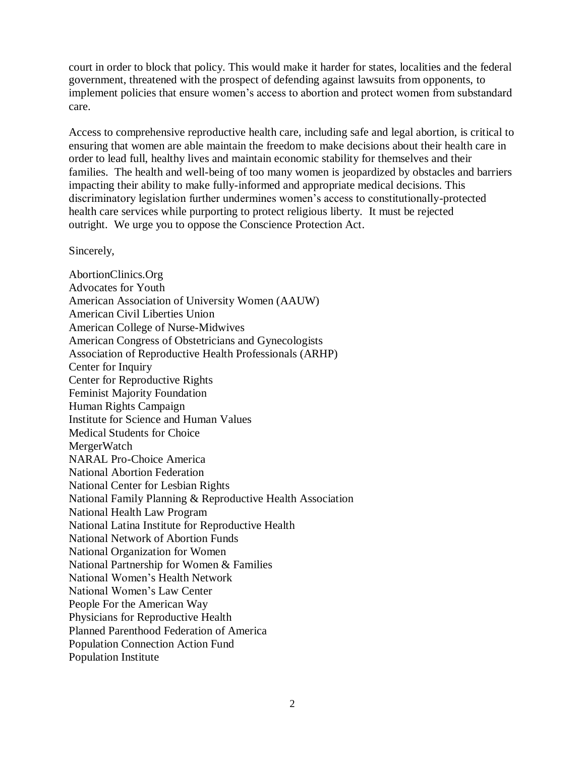court in order to block that policy. This would make it harder for states, localities and the federal government, threatened with the prospect of defending against lawsuits from opponents, to implement policies that ensure women's access to abortion and protect women from substandard care.

Access to comprehensive reproductive health care, including safe and legal abortion, is critical to ensuring that women are able maintain the freedom to make decisions about their health care in order to lead full, healthy lives and maintain economic stability for themselves and their families. The health and well-being of too many women is jeopardized by obstacles and barriers impacting their ability to make fully-informed and appropriate medical decisions. This discriminatory legislation further undermines women's access to constitutionally-protected health care services while purporting to protect religious liberty. It must be rejected outright. We urge you to oppose the Conscience Protection Act.

Sincerely,

AbortionClinics.Org
Advocates for Youth
American Association of University Women (AAUW)
American Civil Liberties Union
American College of Nurse-Midwives
American Congress of Obstetricians and Gynecologists
Association of Reproductive Health Professionals (ARHP)
Center for Inquiry
Center for Reproductive Rights
Feminist Majority Foundation
Human Rights Campaign
Institute for Science and Human Values
Medical Students for Choice
MergerWatch
NARAL Pro-Choice America
National Abortion Federation
National Center for Lesbian Rights
National Family Planning & Reproductive Health Association
National Health Law Program
National Latina Institute for Reproductive Health
National Network of Abortion Funds
National Organization for Women
National Partnership for Women & Families
National Women's Health Network
National Women's Law Center
People For the American Way
Physicians for Reproductive Health
Planned Parenthood Federation of America
Population Connection Action Fund
Population Institute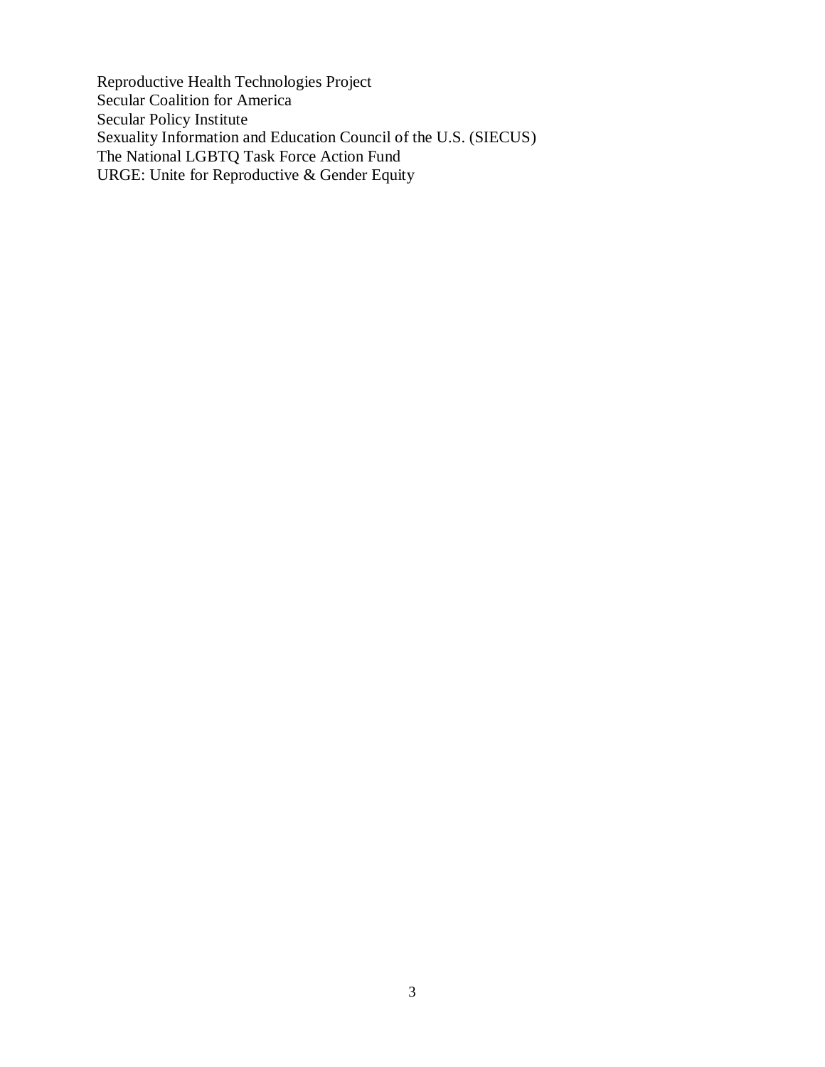Reproductive Health Technologies Project
Secular Coalition for America
Secular Policy Institute
Sexuality Information and Education Council of the U.S. (SIECUS)
The National LGBTQ Task Force Action Fund
URGE: Unite for Reproductive & Gender Equity